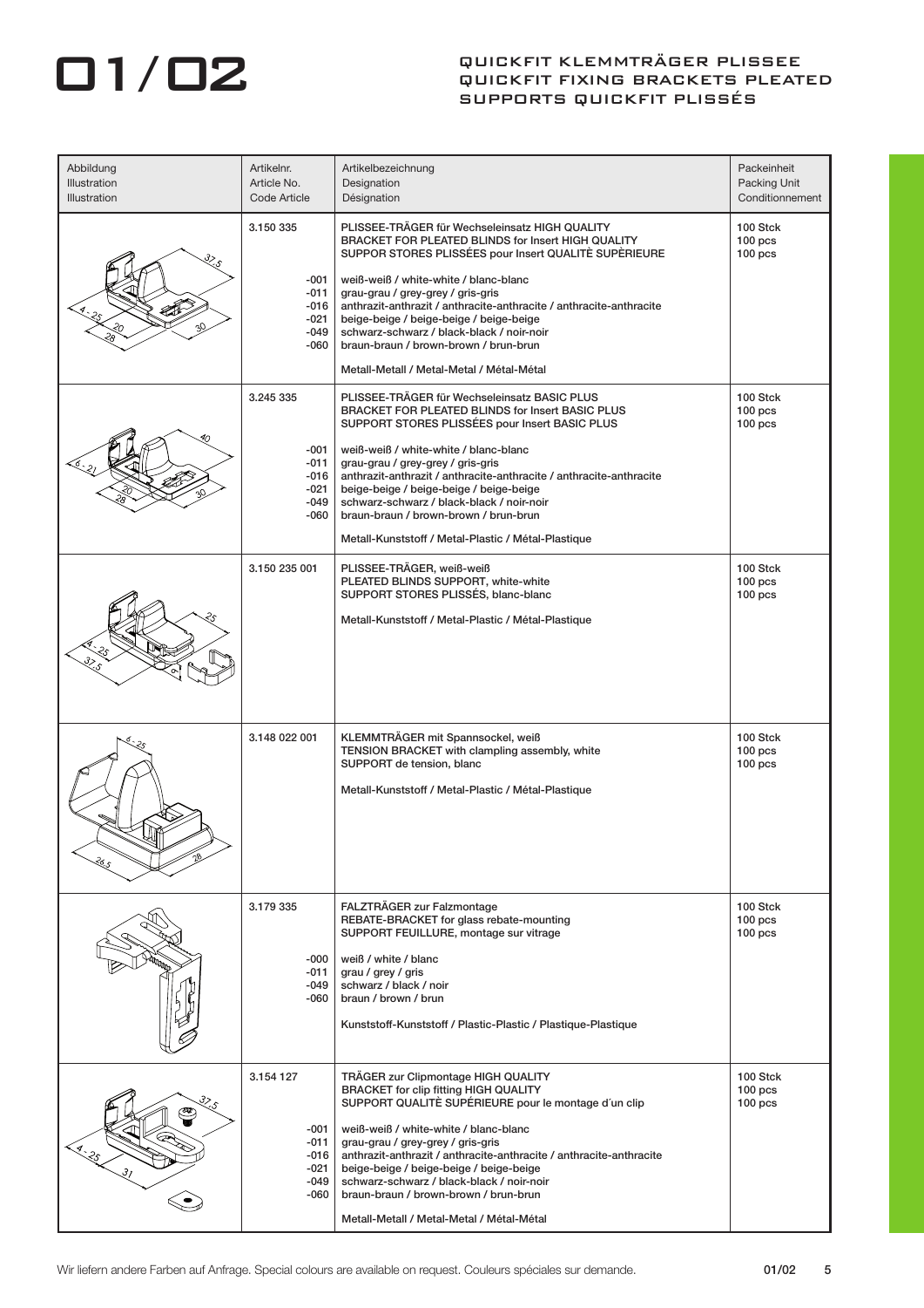# 01/02

## QUICKFIT KLEMMTRÄGER PLISSEE
## QUICKFIT FIXING BRACKETS PLEATED
## SUPPORTS QUICKFIT PLISSÉS

| Abbildung<br>Illustration<br>Illustration | Artikelnr.<br>Article No.<br>Code Article | Artikelbezeichnung<br>Designation<br>Désignation | Packeinheit<br>Packing Unit<br>Conditionnement |
|---|---|---|---|
| 37,5; 4 - 25; 20; 28; 30 | 3.150 335<br><br>-001<br>-011<br>-016<br>-021<br>-049<br>-060 | PLISSEE-TRÄGER für Wechseleinsatz HIGH QUALITY<br>BRACKET FOR PLEATED BLINDS for Insert HIGH QUALITY<br>SUPPOR STORES PLISSÉES pour Insert QUALITÈ SUPÈRIEURE<br><br>weiß-weiß / white-white / blanc-blanc<br>grau-grau / grey-grey / gris-gris<br>anthrazit-anthrazit / anthracite-anthracite / anthracite-anthracite<br>beige-beige / beige-beige / beige-beige<br>schwarz-schwarz / black-black / noir-noir<br>braun-braun / brown-brown / brun-brun<br><br>Metall-Metall / Metal-Metal / Métal-Métal | 100 Stck<br>100 pcs<br>100 pcs |
| 40; 6 - 21; 20; 28; 30 | 3.245 335<br><br>-001<br>-011<br>-016<br>-021<br>-049<br>-060 | PLISSEE-TRÄGER für Wechseleinsatz BASIC PLUS<br>BRACKET FOR PLEATED BLINDS for Insert BASIC PLUS<br>SUPPORT STORES PLISSÉES pour Insert BASIC PLUS<br><br>weiß-weiß / white-white / blanc-blanc<br>grau-grau / grey-grey / gris-gris<br>anthrazit-anthrazit / anthracite-anthracite / anthracite-anthracite<br>beige-beige / beige-beige / beige-beige<br>schwarz-schwarz / black-black / noir-noir<br>braun-braun / brown-brown / brun-brun<br><br>Metall-Kunststoff / Metal-Plastic / Métal-Plastique | 100 Stck<br>100 pcs<br>100 pcs |
| 25; 4 - 25; 37,5 | 3.150 235 001 | PLISSEE-TRÄGER, weiß-weiß<br>PLEATED BLINDS SUPPORT, white-white<br>SUPPORT STORES PLISSÉS, blanc-blanc<br><br>Metall-Kunststoff / Metal-Plastic / Métal-Plastique | 100 Stck<br>100 pcs<br>100 pcs |
| 6 - 25; 26,5; 28 | 3.148 022 001 | KLEMMTRÄGER mit Spannsockel, weiß<br>TENSION BRACKET with clampling assembly, white<br>SUPPORT de tension, blanc<br><br>Metall-Kunststoff / Metal-Plastic / Métal-Plastique | 100 Stck<br>100 pcs<br>100 pcs |
| | 3.179 335<br><br>-000<br>-011<br>-049<br>-060 | FALZTRÄGER zur Falzmontage<br>REBATE-BRACKET for glass rebate-mounting<br>SUPPORT FEUILLURE, montage sur vitrage<br><br>weiß / white / blanc<br>grau / grey / gris<br>schwarz / black / noir<br>braun / brown / brun<br><br>Kunststoff-Kunststoff / Plastic-Plastic / Plastique-Plastique | 100 Stck<br>100 pcs<br>100 pcs |
| 37,5; 4 - 25; 31 | 3.154 127<br><br>-001<br>-011<br>-016<br>-021<br>-049<br>-060 | TRÄGER zur Clipmontage HIGH QUALITY<br>BRACKET for clip fitting HIGH QUALITY<br>SUPPORT QUALITÈ SUPÉRIEURE pour le montage d´un clip<br><br>weiß-weiß / white-white / blanc-blanc<br>grau-grau / grey-grey / gris-gris<br>anthrazit-anthrazit / anthracite-anthracite / anthracite-anthracite<br>beige-beige / beige-beige / beige-beige<br>schwarz-schwarz / black-black / noir-noir<br>braun-braun / brown-brown / brun-brun<br><br>Metall-Metall / Metal-Metal / Métal-Métal | 100 Stck<br>100 pcs<br>100 pcs |

Wir liefern andere Farben auf Anfrage. Special colours are available on request. Couleurs spéciales sur demande.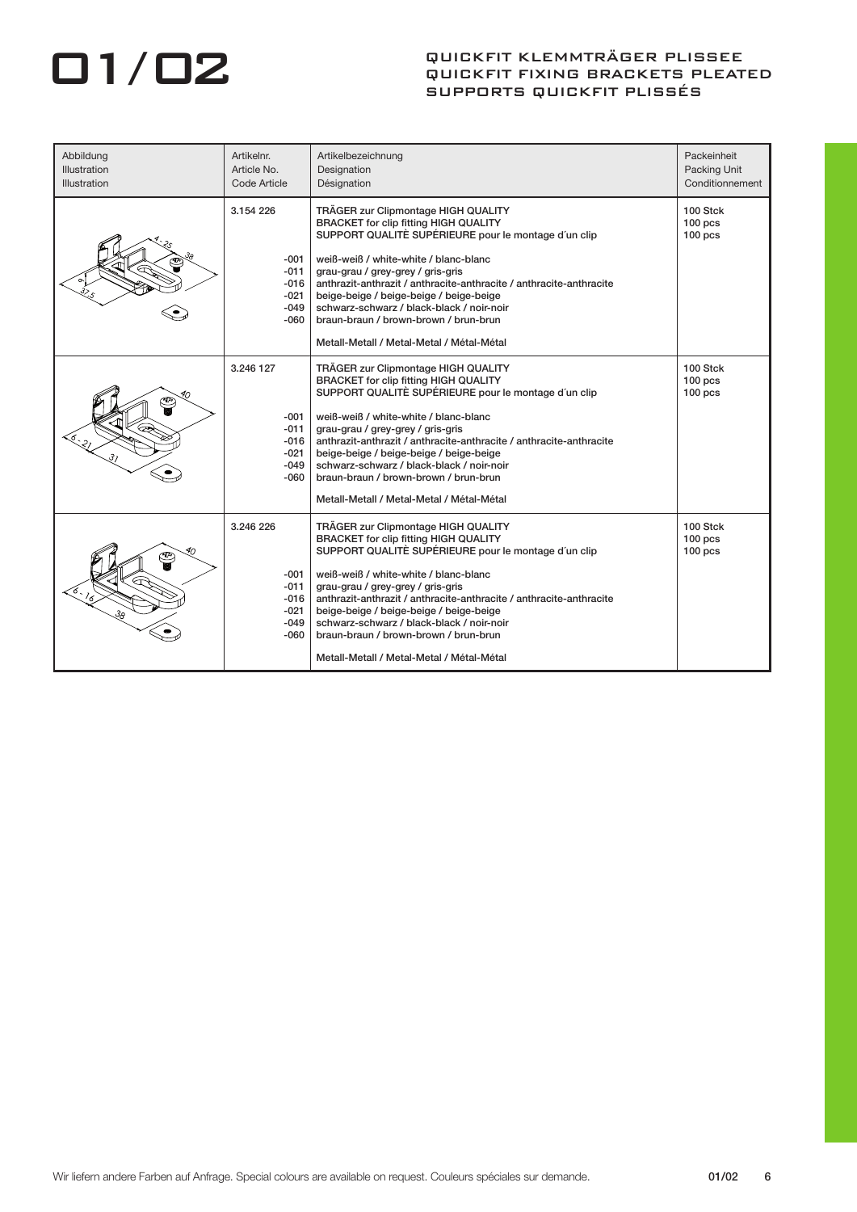# 01/02

## QUICKFIT KLEMMTRÄGER PLISSEE
## QUICKFIT FIXING BRACKETS PLEATED
## SUPPORTS QUICKFIT PLISSÉS

| Abbildung<br>Illustration<br>Illustration | Artikelnr.<br>Article No.<br>Code Article | Artikelbezeichnung<br>Designation<br>Désignation | Packeinheit<br>Packing Unit<br>Conditionnement |
|---|---|---|---|
| 4-25, 38, 9, 37,5 | 3.154 226<br><br>-001<br>-011<br>-016<br>-021<br>-049<br>-060 | TRÄGER zur Clipmontage HIGH QUALITY<br>BRACKET for clip fitting HIGH QUALITY<br>SUPPORT QUALITÈ SUPÉRIEURE pour le montage d´un clip<br><br>weiß-weiß / white-white / blanc-blanc<br>grau-grau / grey-grey / gris-gris<br>anthrazit-anthrazit / anthracite-anthracite / anthracite-anthracite<br>beige-beige / beige-beige / beige-beige<br>schwarz-schwarz / black-black / noir-noir<br>braun-braun / brown-brown / brun-brun<br><br>Metall-Metall / Metal-Metal / Métal-Métal | 100 Stck<br>100 pcs<br>100 pcs |
| 40, 6-21, 31 | 3.246 127<br><br>-001<br>-011<br>-016<br>-021<br>-049<br>-060 | TRÄGER zur Clipmontage HIGH QUALITY<br>BRACKET for clip fitting HIGH QUALITY<br>SUPPORT QUALITÈ SUPÉRIEURE pour le montage d´un clip<br><br>weiß-weiß / white-white / blanc-blanc<br>grau-grau / grey-grey / gris-gris<br>anthrazit-anthrazit / anthracite-anthracite / anthracite-anthracite<br>beige-beige / beige-beige / beige-beige<br>schwarz-schwarz / black-black / noir-noir<br>braun-braun / brown-brown / brun-brun<br><br>Metall-Metall / Metal-Metal / Métal-Métal | 100 Stck<br>100 pcs<br>100 pcs |
| 40, 6-16, 38 | 3.246 226<br><br>-001<br>-011<br>-016<br>-021<br>-049<br>-060 | TRÄGER zur Clipmontage HIGH QUALITY<br>BRACKET for clip fitting HIGH QUALITY<br>SUPPORT QUALITÈ SUPÉRIEURE pour le montage d´un clip<br><br>weiß-weiß / white-white / blanc-blanc<br>grau-grau / grey-grey / gris-gris<br>anthrazit-anthrazit / anthracite-anthracite / anthracite-anthracite<br>beige-beige / beige-beige / beige-beige<br>schwarz-schwarz / black-black / noir-noir<br>braun-braun / brown-brown / brun-brun<br><br>Metall-Metall / Metal-Metal / Métal-Métal | 100 Stck<br>100 pcs<br>100 pcs |

Wir liefern andere Farben auf Anfrage. Special colours are available on request. Couleurs spéciales sur demande.